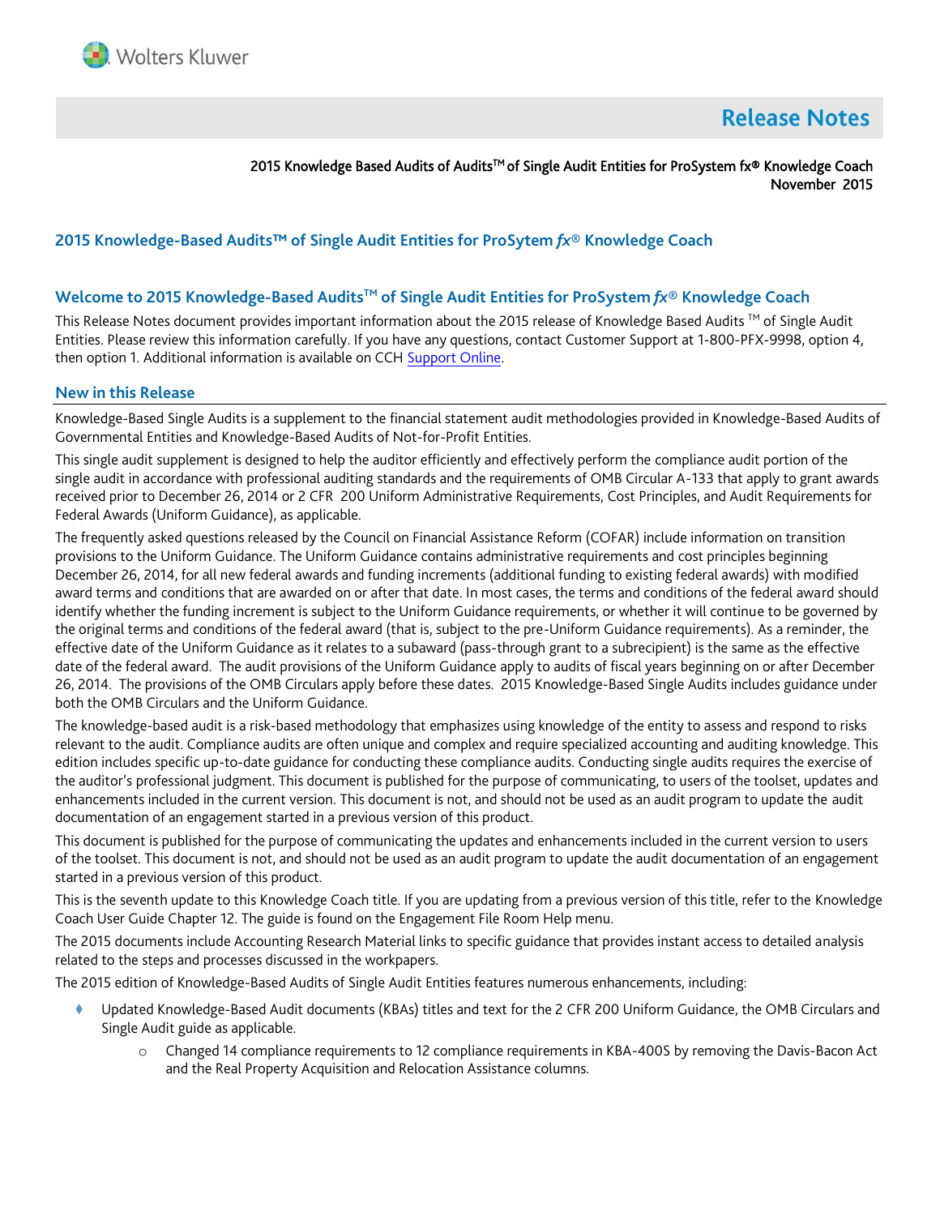# Release Notes

2015 Knowledge Based Audits of Audits™ of Single Audit Entities for ProSystem fx® Knowledge Coach
November 2015

## 2015 Knowledge-Based Audits™ of Single Audit Entities for ProSytem *fx*® Knowledge Coach

## Welcome to 2015 Knowledge-Based Audits™ of Single Audit Entities for ProSystem *fx*® Knowledge Coach

This Release Notes document provides important information about the 2015 release of Knowledge Based Audits ™ of Single Audit Entities. Please review this information carefully. If you have any questions, contact Customer Support at 1-800-PFX-9998, option 4, then option 1. Additional information is available on CCH Support Online.

## New in this Release

Knowledge-Based Single Audits is a supplement to the financial statement audit methodologies provided in Knowledge-Based Audits of Governmental Entities and Knowledge-Based Audits of Not-for-Profit Entities.

This single audit supplement is designed to help the auditor efficiently and effectively perform the compliance audit portion of the single audit in accordance with professional auditing standards and the requirements of OMB Circular A-133 that apply to grant awards received prior to December 26, 2014 or 2 CFR 200 Uniform Administrative Requirements, Cost Principles, and Audit Requirements for Federal Awards (Uniform Guidance), as applicable.

The frequently asked questions released by the Council on Financial Assistance Reform (COFAR) include information on transition provisions to the Uniform Guidance. The Uniform Guidance contains administrative requirements and cost principles beginning December 26, 2014, for all new federal awards and funding increments (additional funding to existing federal awards) with modified award terms and conditions that are awarded on or after that date. In most cases, the terms and conditions of the federal award should identify whether the funding increment is subject to the Uniform Guidance requirements, or whether it will continue to be governed by the original terms and conditions of the federal award (that is, subject to the pre-Uniform Guidance requirements). As a reminder, the effective date of the Uniform Guidance as it relates to a subaward (pass-through grant to a subrecipient) is the same as the effective date of the federal award. The audit provisions of the Uniform Guidance apply to audits of fiscal years beginning on or after December 26, 2014. The provisions of the OMB Circulars apply before these dates. 2015 Knowledge-Based Single Audits includes guidance under both the OMB Circulars and the Uniform Guidance.

The knowledge-based audit is a risk-based methodology that emphasizes using knowledge of the entity to assess and respond to risks relevant to the audit. Compliance audits are often unique and complex and require specialized accounting and auditing knowledge. This edition includes specific up-to-date guidance for conducting these compliance audits. Conducting single audits requires the exercise of the auditor's professional judgment. This document is published for the purpose of communicating, to users of the toolset, updates and enhancements included in the current version. This document is not, and should not be used as an audit program to update the audit documentation of an engagement started in a previous version of this product.

This document is published for the purpose of communicating the updates and enhancements included in the current version to users of the toolset. This document is not, and should not be used as an audit program to update the audit documentation of an engagement started in a previous version of this product.

This is the seventh update to this Knowledge Coach title. If you are updating from a previous version of this title, refer to the Knowledge Coach User Guide Chapter 12. The guide is found on the Engagement File Room Help menu.

The 2015 documents include Accounting Research Material links to specific guidance that provides instant access to detailed analysis related to the steps and processes discussed in the workpapers.

The 2015 edition of Knowledge-Based Audits of Single Audit Entities features numerous enhancements, including:

- Updated Knowledge-Based Audit documents (KBAs) titles and text for the 2 CFR 200 Uniform Guidance, the OMB Circulars and Single Audit guide as applicable.
  - Changed 14 compliance requirements to 12 compliance requirements in KBA-400S by removing the Davis-Bacon Act and the Real Property Acquisition and Relocation Assistance columns.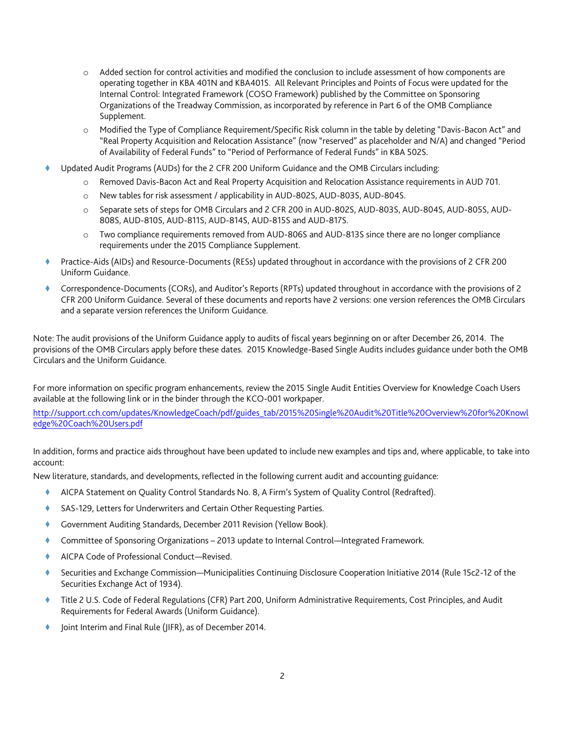- Added section for control activities and modified the conclusion to include assessment of how components are operating together in KBA 401N and KBA401S. All Relevant Principles and Points of Focus were updated for the Internal Control: Integrated Framework (COSO Framework) published by the Committee on Sponsoring Organizations of the Treadway Commission, as incorporated by reference in Part 6 of the OMB Compliance Supplement.
  - Modified the Type of Compliance Requirement/Specific Risk column in the table by deleting "Davis-Bacon Act" and "Real Property Acquisition and Relocation Assistance" (now "reserved" as placeholder and N/A) and changed "Period of Availability of Federal Funds" to "Period of Performance of Federal Funds" in KBA 502S.

- Updated Audit Programs (AUDs) for the 2 CFR 200 Uniform Guidance and the OMB Circulars including:
  - Removed Davis-Bacon Act and Real Property Acquisition and Relocation Assistance requirements in AUD 701.
  - New tables for risk assessment / applicability in AUD-802S, AUD-803S, AUD-804S.
  - Separate sets of steps for OMB Circulars and 2 CFR 200 in AUD-802S, AUD-803S, AUD-804S, AUD-805S, AUD-808S, AUD-810S, AUD-811S, AUD-814S, AUD-815S and AUD-817S.
  - Two compliance requirements removed from AUD-806S and AUD-813S since there are no longer compliance requirements under the 2015 Compliance Supplement.
- Practice-Aids (AIDs) and Resource-Documents (RESs) updated throughout in accordance with the provisions of 2 CFR 200 Uniform Guidance.
- Correspondence-Documents (CORs), and Auditor's Reports (RPTs) updated throughout in accordance with the provisions of 2 CFR 200 Uniform Guidance. Several of these documents and reports have 2 versions: one version references the OMB Circulars and a separate version references the Uniform Guidance.

Note: The audit provisions of the Uniform Guidance apply to audits of fiscal years beginning on or after December 26, 2014. The provisions of the OMB Circulars apply before these dates. 2015 Knowledge-Based Single Audits includes guidance under both the OMB Circulars and the Uniform Guidance.

For more information on specific program enhancements, review the 2015 Single Audit Entities Overview for Knowledge Coach Users available at the following link or in the binder through the KCO-001 workpaper.

[http://support.cch.com/updates/KnowledgeCoach/pdf/guides_tab/2015%20Single%20Audit%20Title%20Overview%20for%20Knowledge%20Coach%20Users.pdf](http://support.cch.com/updates/KnowledgeCoach/pdf/guides_tab/2015%20Single%20Audit%20Title%20Overview%20for%20Knowledge%20Coach%20Users.pdf)

In addition, forms and practice aids throughout have been updated to include new examples and tips and, where applicable, to take into account:

New literature, standards, and developments, reflected in the following current audit and accounting guidance:

- AICPA Statement on Quality Control Standards No. 8, A Firm's System of Quality Control (Redrafted).
- SAS-129, Letters for Underwriters and Certain Other Requesting Parties.
- Government Auditing Standards, December 2011 Revision (Yellow Book).
- Committee of Sponsoring Organizations – 2013 update to Internal Control—Integrated Framework.
- AICPA Code of Professional Conduct—Revised.
- Securities and Exchange Commission—Municipalities Continuing Disclosure Cooperation Initiative 2014 (Rule 15c2-12 of the Securities Exchange Act of 1934).
- Title 2 U.S. Code of Federal Regulations (CFR) Part 200, Uniform Administrative Requirements, Cost Principles, and Audit Requirements for Federal Awards (Uniform Guidance).
- Joint Interim and Final Rule (JIFR), as of December 2014.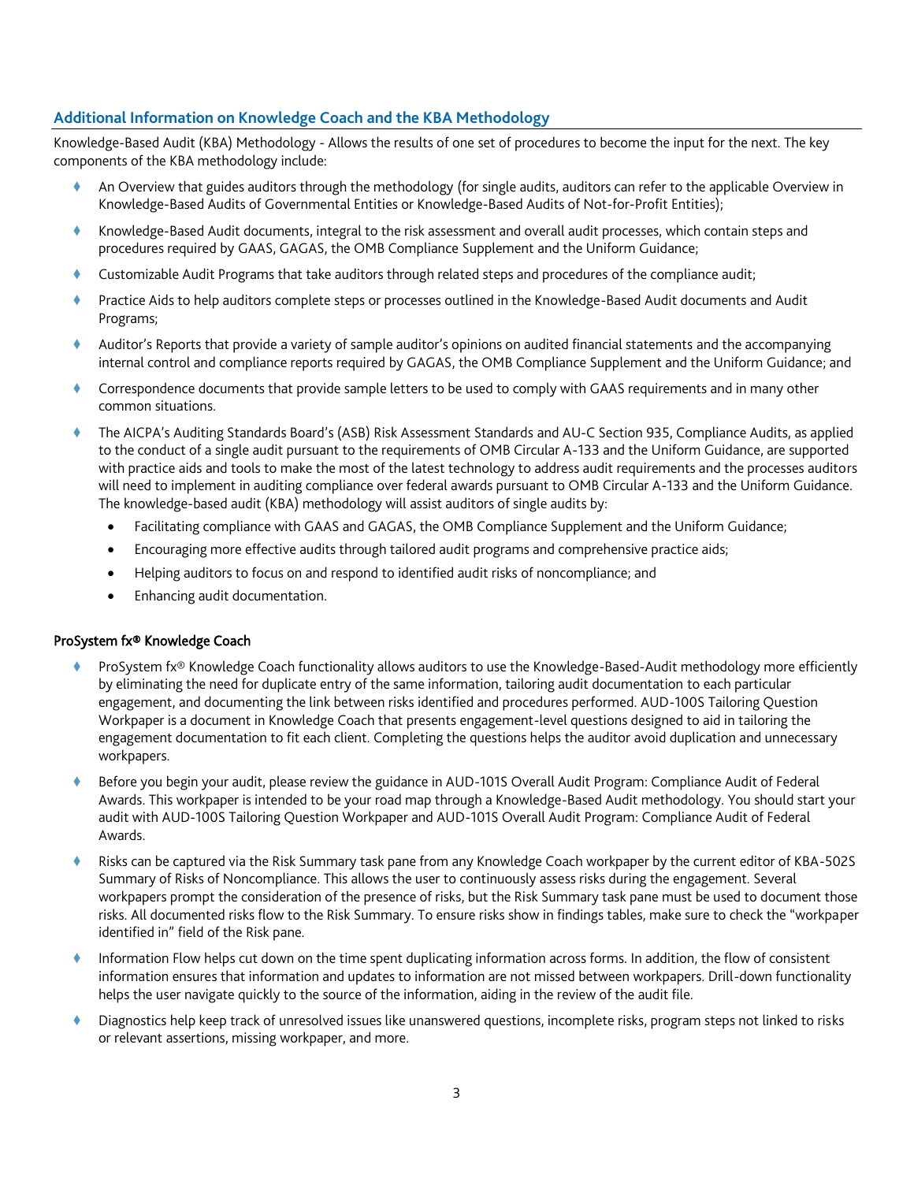## Additional Information on Knowledge Coach and the KBA Methodology

Knowledge-Based Audit (KBA) Methodology - Allows the results of one set of procedures to become the input for the next. The key components of the KBA methodology include:

- An Overview that guides auditors through the methodology (for single audits, auditors can refer to the applicable Overview in Knowledge-Based Audits of Governmental Entities or Knowledge-Based Audits of Not-for-Profit Entities);
- Knowledge-Based Audit documents, integral to the risk assessment and overall audit processes, which contain steps and procedures required by GAAS, GAGAS, the OMB Compliance Supplement and the Uniform Guidance;
- Customizable Audit Programs that take auditors through related steps and procedures of the compliance audit;
- Practice Aids to help auditors complete steps or processes outlined in the Knowledge-Based Audit documents and Audit Programs;
- Auditor's Reports that provide a variety of sample auditor's opinions on audited financial statements and the accompanying internal control and compliance reports required by GAGAS, the OMB Compliance Supplement and the Uniform Guidance; and
- Correspondence documents that provide sample letters to be used to comply with GAAS requirements and in many other common situations.
- The AICPA's Auditing Standards Board's (ASB) Risk Assessment Standards and AU-C Section 935, Compliance Audits, as applied to the conduct of a single audit pursuant to the requirements of OMB Circular A-133 and the Uniform Guidance, are supported with practice aids and tools to make the most of the latest technology to address audit requirements and the processes auditors will need to implement in auditing compliance over federal awards pursuant to OMB Circular A-133 and the Uniform Guidance. The knowledge-based audit (KBA) methodology will assist auditors of single audits by:
  - Facilitating compliance with GAAS and GAGAS, the OMB Compliance Supplement and the Uniform Guidance;
  - Encouraging more effective audits through tailored audit programs and comprehensive practice aids;
  - Helping auditors to focus on and respond to identified audit risks of noncompliance; and
  - Enhancing audit documentation.

### ProSystem fx® Knowledge Coach

- ProSystem fx® Knowledge Coach functionality allows auditors to use the Knowledge-Based-Audit methodology more efficiently by eliminating the need for duplicate entry of the same information, tailoring audit documentation to each particular engagement, and documenting the link between risks identified and procedures performed. AUD-100S Tailoring Question Workpaper is a document in Knowledge Coach that presents engagement-level questions designed to aid in tailoring the engagement documentation to fit each client. Completing the questions helps the auditor avoid duplication and unnecessary workpapers.
- Before you begin your audit, please review the guidance in AUD-101S Overall Audit Program: Compliance Audit of Federal Awards. This workpaper is intended to be your road map through a Knowledge-Based Audit methodology. You should start your audit with AUD-100S Tailoring Question Workpaper and AUD-101S Overall Audit Program: Compliance Audit of Federal Awards.
- Risks can be captured via the Risk Summary task pane from any Knowledge Coach workpaper by the current editor of KBA-502S Summary of Risks of Noncompliance. This allows the user to continuously assess risks during the engagement. Several workpapers prompt the consideration of the presence of risks, but the Risk Summary task pane must be used to document those risks. All documented risks flow to the Risk Summary. To ensure risks show in findings tables, make sure to check the "workpaper identified in" field of the Risk pane.
- Information Flow helps cut down on the time spent duplicating information across forms. In addition, the flow of consistent information ensures that information and updates to information are not missed between workpapers. Drill-down functionality helps the user navigate quickly to the source of the information, aiding in the review of the audit file.
- Diagnostics help keep track of unresolved issues like unanswered questions, incomplete risks, program steps not linked to risks or relevant assertions, missing workpaper, and more.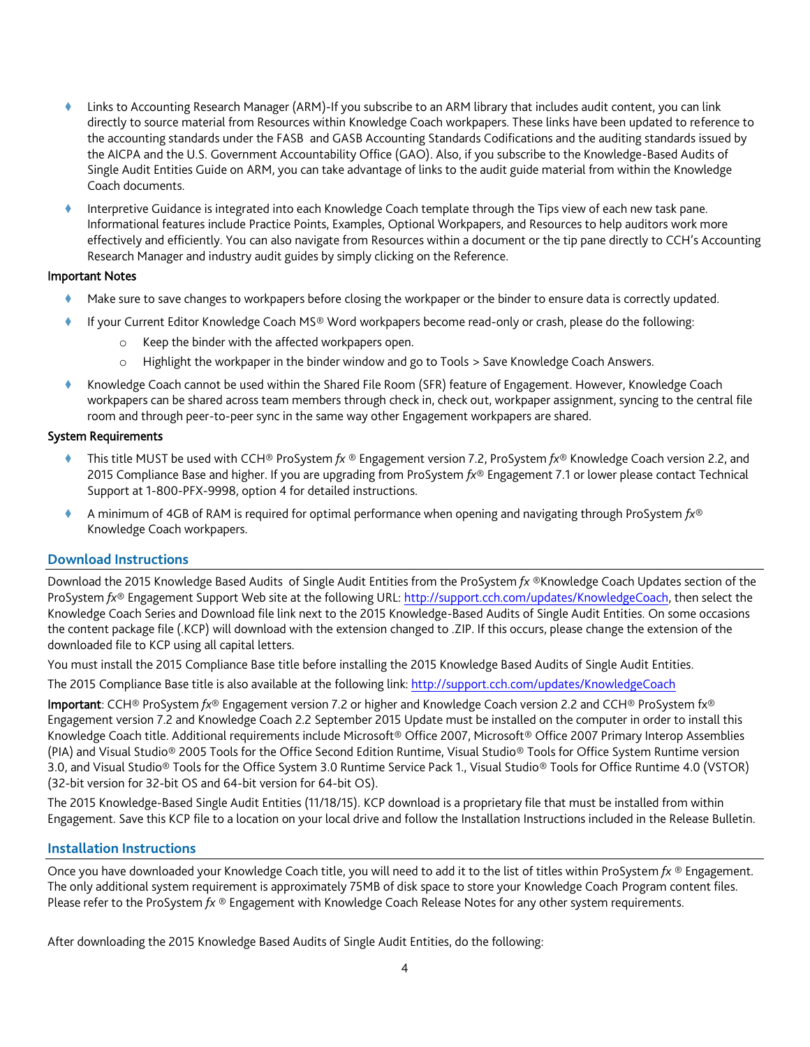- Links to Accounting Research Manager (ARM)-If you subscribe to an ARM library that includes audit content, you can link directly to source material from Resources within Knowledge Coach workpapers. These links have been updated to reference to the accounting standards under the FASB and GASB Accounting Standards Codifications and the auditing standards issued by the AICPA and the U.S. Government Accountability Office (GAO). Also, if you subscribe to the Knowledge-Based Audits of Single Audit Entities Guide on ARM, you can take advantage of links to the audit guide material from within the Knowledge Coach documents.
- Interpretive Guidance is integrated into each Knowledge Coach template through the Tips view of each new task pane. Informational features include Practice Points, Examples, Optional Workpapers, and Resources to help auditors work more effectively and efficiently. You can also navigate from Resources within a document or the tip pane directly to CCH's Accounting Research Manager and industry audit guides by simply clicking on the Reference.

**Important Notes**

- Make sure to save changes to workpapers before closing the workpaper or the binder to ensure data is correctly updated.
- If your Current Editor Knowledge Coach MS® Word workpapers become read-only or crash, please do the following:
  - Keep the binder with the affected workpapers open.
  - Highlight the workpaper in the binder window and go to Tools > Save Knowledge Coach Answers.
- Knowledge Coach cannot be used within the Shared File Room (SFR) feature of Engagement. However, Knowledge Coach workpapers can be shared across team members through check in, check out, workpaper assignment, syncing to the central file room and through peer-to-peer sync in the same way other Engagement workpapers are shared.

**System Requirements**

- This title MUST be used with CCH® ProSystem *fx* ® Engagement version 7.2, ProSystem *fx*® Knowledge Coach version 2.2, and 2015 Compliance Base and higher. If you are upgrading from ProSystem *fx*® Engagement 7.1 or lower please contact Technical Support at 1-800-PFX-9998, option 4 for detailed instructions.
- A minimum of 4GB of RAM is required for optimal performance when opening and navigating through ProSystem *fx*® Knowledge Coach workpapers.

## Download Instructions

Download the 2015 Knowledge Based Audits of Single Audit Entities from the ProSystem *fx* ®Knowledge Coach Updates section of the ProSystem *fx*® Engagement Support Web site at the following URL: http://support.cch.com/updates/KnowledgeCoach, then select the Knowledge Coach Series and Download file link next to the 2015 Knowledge-Based Audits of Single Audit Entities. On some occasions the content package file (.KCP) will download with the extension changed to .ZIP. If this occurs, please change the extension of the downloaded file to KCP using all capital letters.

You must install the 2015 Compliance Base title before installing the 2015 Knowledge Based Audits of Single Audit Entities.

The 2015 Compliance Base title is also available at the following link: http://support.cch.com/updates/KnowledgeCoach

**Important**: CCH® ProSystem *fx*® Engagement version 7.2 or higher and Knowledge Coach version 2.2 and CCH® ProSystem fx® Engagement version 7.2 and Knowledge Coach 2.2 September 2015 Update must be installed on the computer in order to install this Knowledge Coach title. Additional requirements include Microsoft® Office 2007, Microsoft® Office 2007 Primary Interop Assemblies (PIA) and Visual Studio® 2005 Tools for the Office Second Edition Runtime, Visual Studio® Tools for Office System Runtime version 3.0, and Visual Studio® Tools for the Office System 3.0 Runtime Service Pack 1., Visual Studio® Tools for Office Runtime 4.0 (VSTOR) (32-bit version for 32-bit OS and 64-bit version for 64-bit OS).

The 2015 Knowledge-Based Single Audit Entities (11/18/15). KCP download is a proprietary file that must be installed from within Engagement. Save this KCP file to a location on your local drive and follow the Installation Instructions included in the Release Bulletin.

## Installation Instructions

Once you have downloaded your Knowledge Coach title, you will need to add it to the list of titles within ProSystem *fx* ® Engagement. The only additional system requirement is approximately 75MB of disk space to store your Knowledge Coach Program content files. Please refer to the ProSystem *fx* ® Engagement with Knowledge Coach Release Notes for any other system requirements.

After downloading the 2015 Knowledge Based Audits of Single Audit Entities, do the following: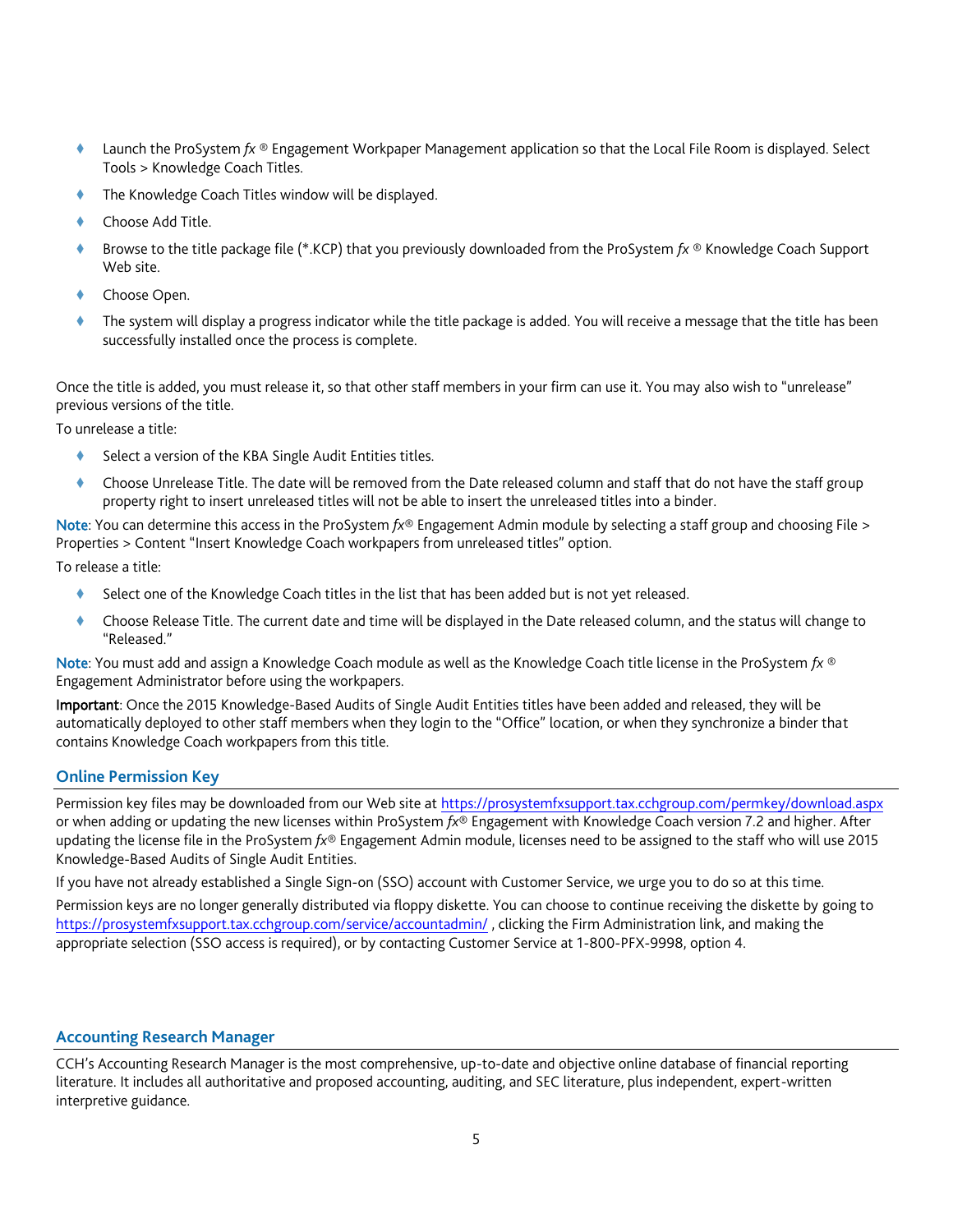- Launch the ProSystem *fx* ® Engagement Workpaper Management application so that the Local File Room is displayed. Select Tools > Knowledge Coach Titles.
- The Knowledge Coach Titles window will be displayed.
- Choose Add Title.
- Browse to the title package file (*.KCP) that you previously downloaded from the ProSystem *fx* ® Knowledge Coach Support Web site.
- Choose Open.
- The system will display a progress indicator while the title package is added. You will receive a message that the title has been successfully installed once the process is complete.

Once the title is added, you must release it, so that other staff members in your firm can use it. You may also wish to "unrelease" previous versions of the title.

To unrelease a title:

- Select a version of the KBA Single Audit Entities titles.
- Choose Unrelease Title. The date will be removed from the Date released column and staff that do not have the staff group property right to insert unreleased titles will not be able to insert the unreleased titles into a binder.

Note: You can determine this access in the ProSystem *fx*® Engagement Admin module by selecting a staff group and choosing File > Properties > Content "Insert Knowledge Coach workpapers from unreleased titles" option.

To release a title:

- Select one of the Knowledge Coach titles in the list that has been added but is not yet released.
- Choose Release Title. The current date and time will be displayed in the Date released column, and the status will change to "Released."

Note: You must add and assign a Knowledge Coach module as well as the Knowledge Coach title license in the ProSystem *fx* ® Engagement Administrator before using the workpapers.

**Important**: Once the 2015 Knowledge-Based Audits of Single Audit Entities titles have been added and released, they will be automatically deployed to other staff members when they login to the "Office" location, or when they synchronize a binder that contains Knowledge Coach workpapers from this title.

## Online Permission Key

Permission key files may be downloaded from our Web site at https://prosystemfxsupport.tax.cchgroup.com/permkey/download.aspx or when adding or updating the new licenses within ProSystem *fx*® Engagement with Knowledge Coach version 7.2 and higher. After updating the license file in the ProSystem *fx*® Engagement Admin module, licenses need to be assigned to the staff who will use 2015 Knowledge-Based Audits of Single Audit Entities.

If you have not already established a Single Sign-on (SSO) account with Customer Service, we urge you to do so at this time.

Permission keys are no longer generally distributed via floppy diskette. You can choose to continue receiving the diskette by going to https://prosystemfxsupport.tax.cchgroup.com/service/accountadmin/ , clicking the Firm Administration link, and making the appropriate selection (SSO access is required), or by contacting Customer Service at 1-800-PFX-9998, option 4.

## Accounting Research Manager

CCH's Accounting Research Manager is the most comprehensive, up-to-date and objective online database of financial reporting literature. It includes all authoritative and proposed accounting, auditing, and SEC literature, plus independent, expert-written interpretive guidance.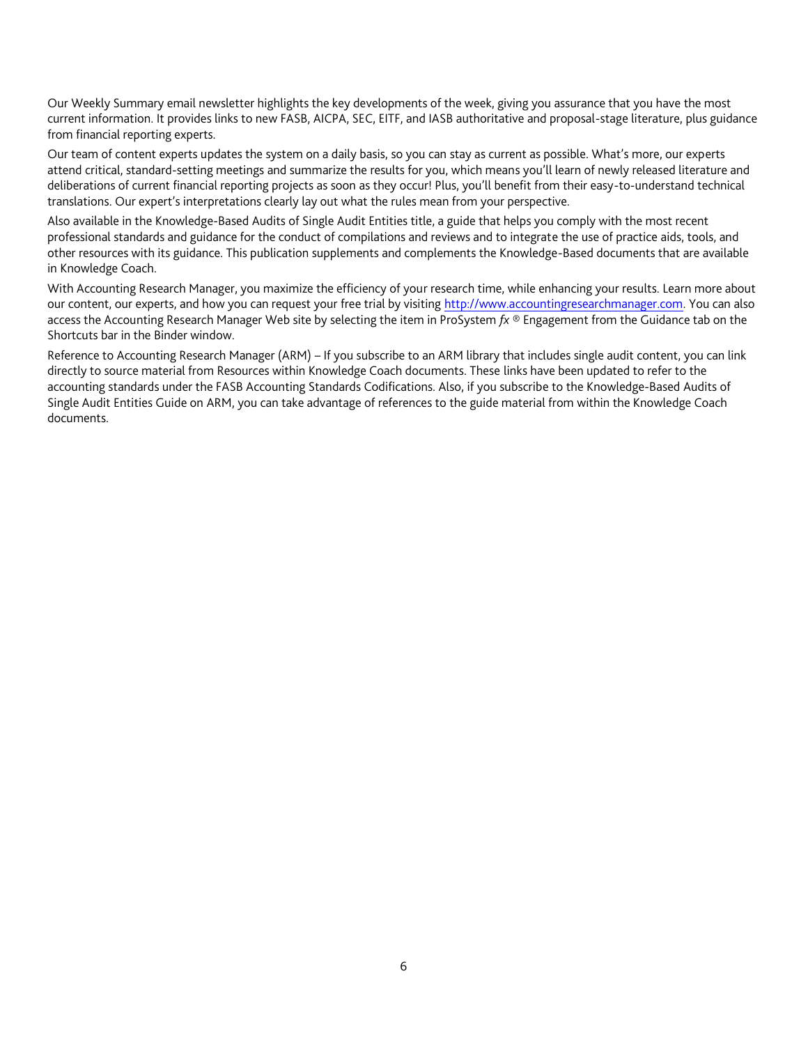Our Weekly Summary email newsletter highlights the key developments of the week, giving you assurance that you have the most current information. It provides links to new FASB, AICPA, SEC, EITF, and IASB authoritative and proposal-stage literature, plus guidance from financial reporting experts.

Our team of content experts updates the system on a daily basis, so you can stay as current as possible. What's more, our experts attend critical, standard-setting meetings and summarize the results for you, which means you'll learn of newly released literature and deliberations of current financial reporting projects as soon as they occur! Plus, you'll benefit from their easy-to-understand technical translations. Our expert's interpretations clearly lay out what the rules mean from your perspective.

Also available in the Knowledge-Based Audits of Single Audit Entities title, a guide that helps you comply with the most recent professional standards and guidance for the conduct of compilations and reviews and to integrate the use of practice aids, tools, and other resources with its guidance. This publication supplements and complements the Knowledge-Based documents that are available in Knowledge Coach.

With Accounting Research Manager, you maximize the efficiency of your research time, while enhancing your results. Learn more about our content, our experts, and how you can request your free trial by visiting [http://www.accountingresearchmanager.com](http://www.accountingresearchmanager.com). You can also access the Accounting Research Manager Web site by selecting the item in ProSystem *fx* ® Engagement from the Guidance tab on the Shortcuts bar in the Binder window.

Reference to Accounting Research Manager (ARM) – If you subscribe to an ARM library that includes single audit content, you can link directly to source material from Resources within Knowledge Coach documents. These links have been updated to refer to the accounting standards under the FASB Accounting Standards Codifications. Also, if you subscribe to the Knowledge-Based Audits of Single Audit Entities Guide on ARM, you can take advantage of references to the guide material from within the Knowledge Coach documents.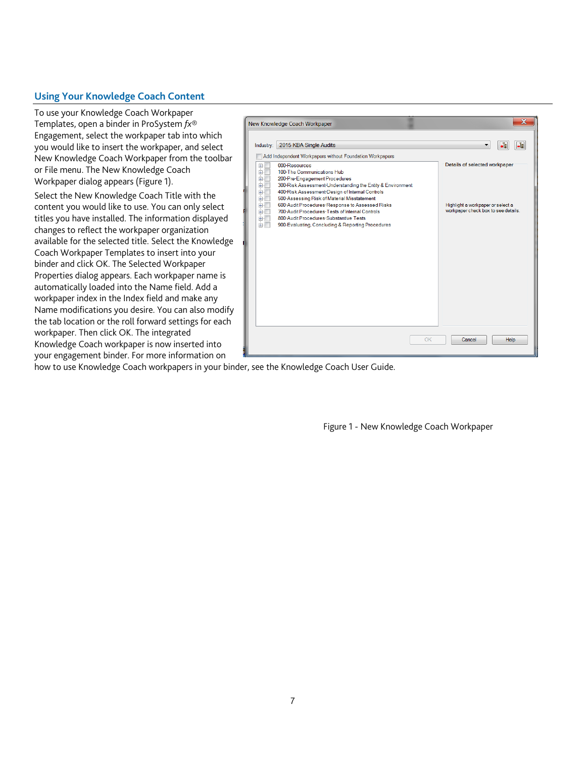## Using Your Knowledge Coach Content

To use your Knowledge Coach Workpaper Templates, open a binder in ProSystem *fx*® Engagement, select the workpaper tab into which you would like to insert the workpaper, and select New Knowledge Coach Workpaper from the toolbar or File menu. The New Knowledge Coach Workpaper dialog appears (Figure 1).

Select the New Knowledge Coach Title with the content you would like to use. You can only select titles you have installed. The information displayed changes to reflect the workpaper organization available for the selected title. Select the Knowledge Coach Workpaper Templates to insert into your binder and click OK. The Selected Workpaper Properties dialog appears. Each workpaper name is automatically loaded into the Name field. Add a workpaper index in the Index field and make any Name modifications you desire. You can also modify the tab location or the roll forward settings for each workpaper. Then click OK. The integrated Knowledge Coach workpaper is now inserted into your engagement binder. For more information on how to use Knowledge Coach workpapers in your binder, see the Knowledge Coach User Guide.

Figure 1 - New Knowledge Coach Workpaper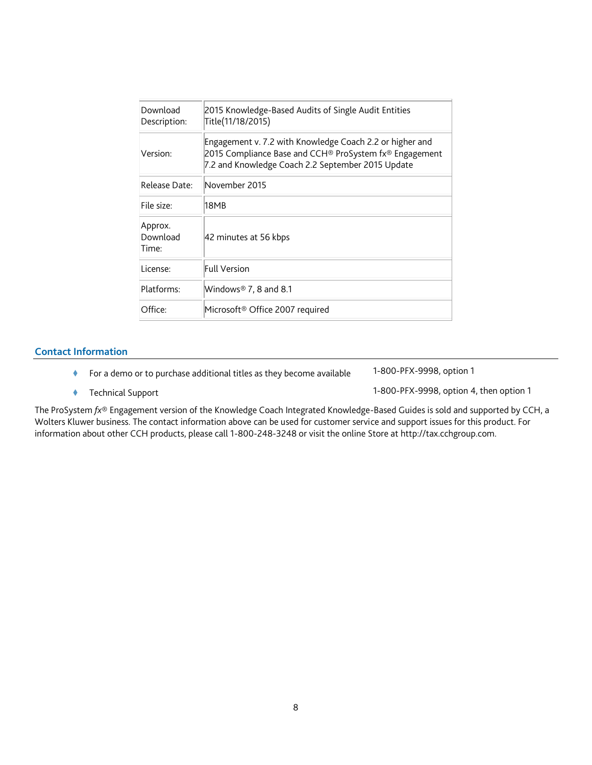| | |
|---|---|
| Download Description: | 2015 Knowledge-Based Audits of Single Audit Entities Title(11/18/2015) |
| Version: | Engagement v. 7.2 with Knowledge Coach 2.2 or higher and 2015 Compliance Base and CCH® ProSystem fx® Engagement 7.2 and Knowledge Coach 2.2 September 2015 Update |
| Release Date: | November 2015 |
| File size: | 18MB |
| Approx. Download Time: | 42 minutes at 56 kbps |
| License: | Full Version |
| Platforms: | Windows® 7, 8 and 8.1 |
| Office: | Microsoft® Office 2007 required |

## Contact Information

- For a demo or to purchase additional titles as they become available — 1-800-PFX-9998, option 1
- Technical Support — 1-800-PFX-9998, option 4, then option 1

The ProSystem *fx*® Engagement version of the Knowledge Coach Integrated Knowledge-Based Guides is sold and supported by CCH, a Wolters Kluwer business. The contact information above can be used for customer service and support issues for this product. For information about other CCH products, please call 1-800-248-3248 or visit the online Store at http://tax.cchgroup.com.